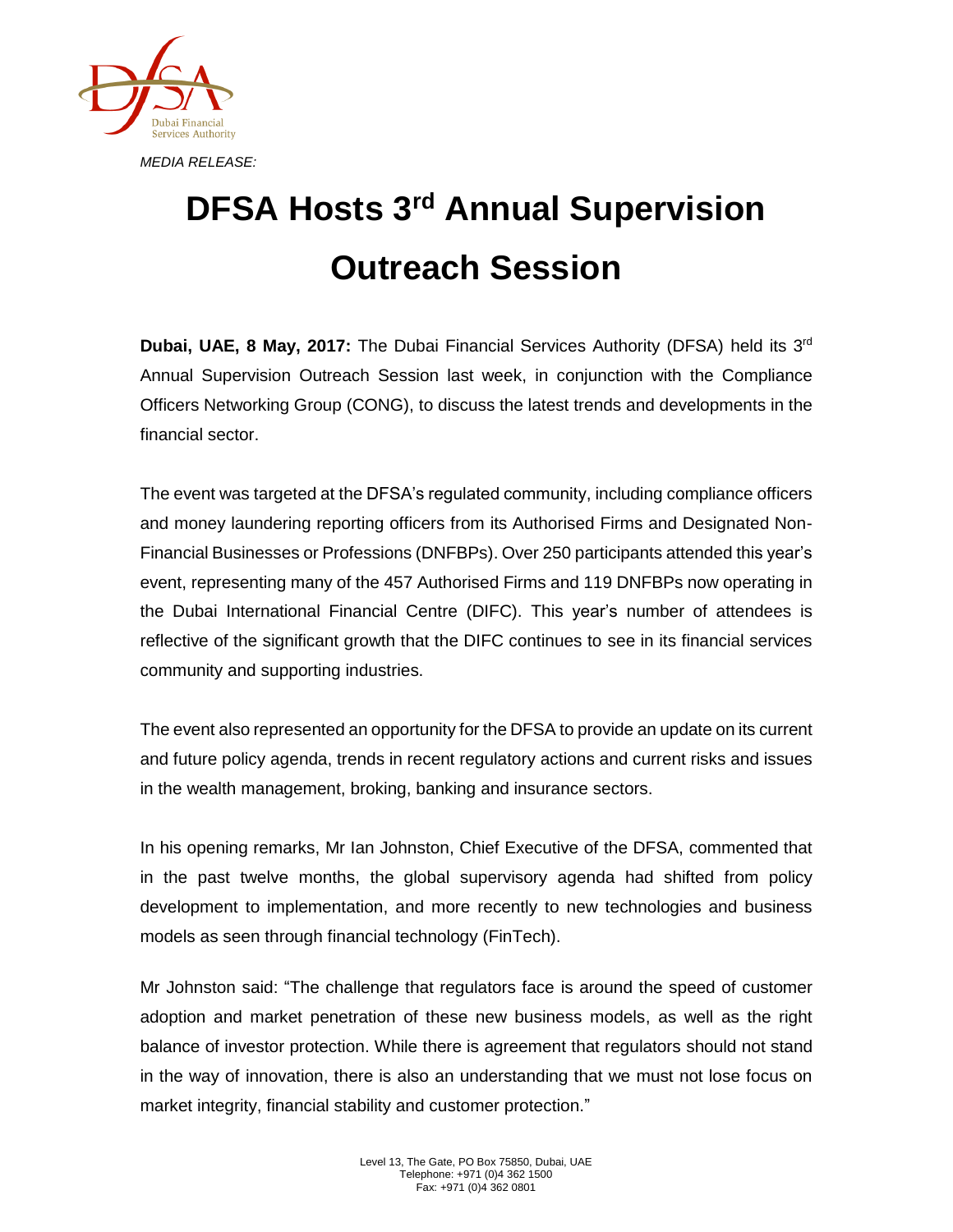*MEDIA RELEASE:*

# DFSA Hosts 3rd Annual Supervision Outreach Session

**Dubai, UAE, 8 May, 2017:** The Dubai Financial Services Authority (DFSA) held its 3rd Annual Supervision Outreach Session last week, in conjunction with the Compliance Officers Networking Group (CONG), to discuss the latest trends and developments in the financial sector.

The event was targeted at the DFSA's regulated community, including compliance officers and money laundering reporting officers from its Authorised Firms and Designated Non-Financial Businesses or Professions (DNFBPs). Over 250 participants attended this year's event, representing many of the 457 Authorised Firms and 119 DNFBPs now operating in the Dubai International Financial Centre (DIFC). This year's number of attendees is reflective of the significant growth that the DIFC continues to see in its financial services community and supporting industries.

The event also represented an opportunity for the DFSA to provide an update on its current and future policy agenda, trends in recent regulatory actions and current risks and issues in the wealth management, broking, banking and insurance sectors.

In his opening remarks, Mr Ian Johnston, Chief Executive of the DFSA, commented that in the past twelve months, the global supervisory agenda had shifted from policy development to implementation, and more recently to new technologies and business models as seen through financial technology (FinTech).

Mr Johnston said: "The challenge that regulators face is around the speed of customer adoption and market penetration of these new business models, as well as the right balance of investor protection. While there is agreement that regulators should not stand in the way of innovation, there is also an understanding that we must not lose focus on market integrity, financial stability and customer protection."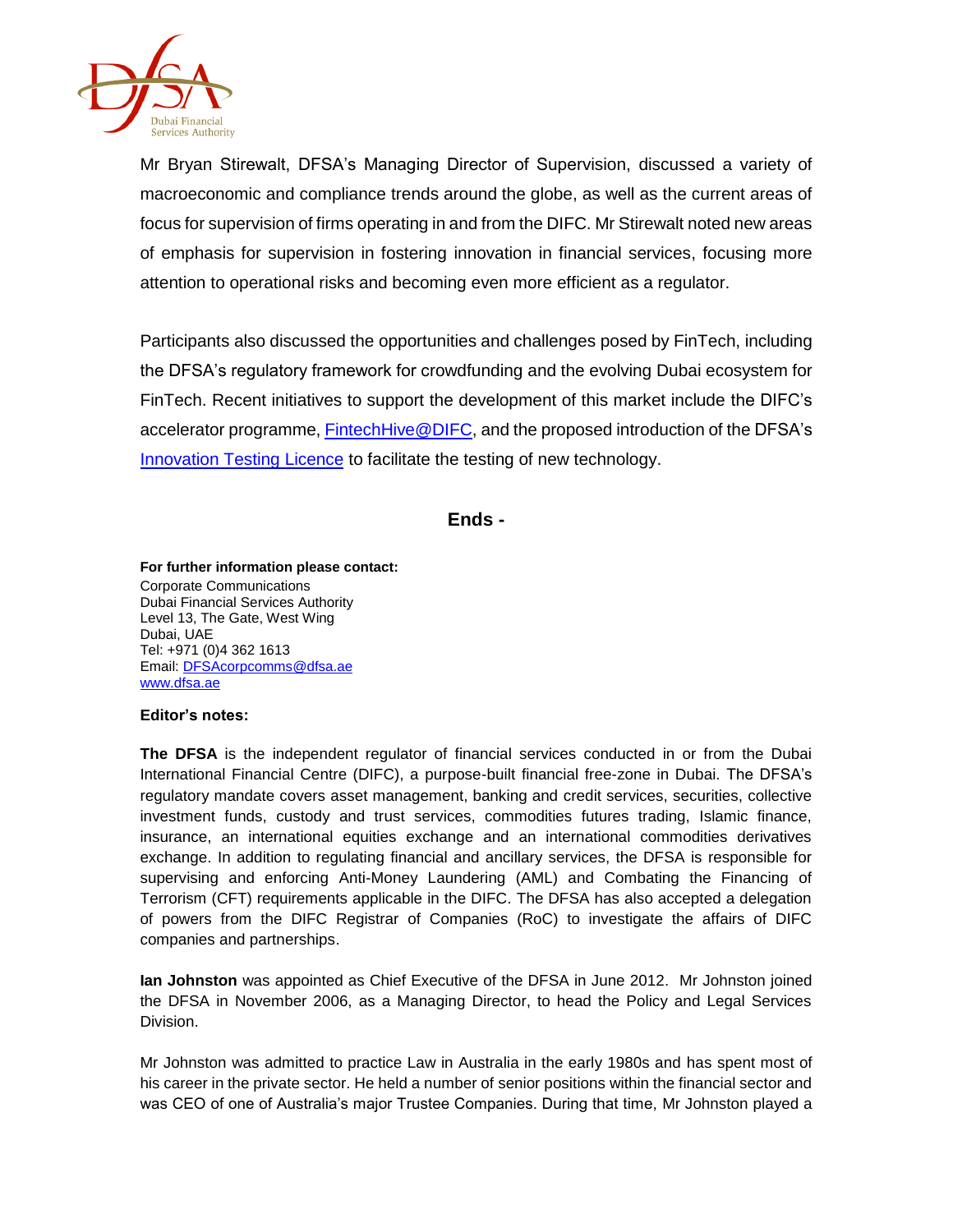Mr Bryan Stirewalt, DFSA's Managing Director of Supervision, discussed a variety of macroeconomic and compliance trends around the globe, as well as the current areas of focus for supervision of firms operating in and from the DIFC. Mr Stirewalt noted new areas of emphasis for supervision in fostering innovation in financial services, focusing more attention to operational risks and becoming even more efficient as a regulator.

Participants also discussed the opportunities and challenges posed by FinTech, including the DFSA's regulatory framework for crowdfunding and the evolving Dubai ecosystem for FinTech. Recent initiatives to support the development of this market include the DIFC's accelerator programme, FintechHive@DIFC, and the proposed introduction of the DFSA's Innovation Testing Licence to facilitate the testing of new technology.

**Ends -**

**For further information please contact:**
Corporate Communications
Dubai Financial Services Authority
Level 13, The Gate, West Wing
Dubai, UAE
Tel: +971 (0)4 362 1613
Email: DFSAcorpcomms@dfsa.ae
www.dfsa.ae

**Editor's notes:**

**The DFSA** is the independent regulator of financial services conducted in or from the Dubai International Financial Centre (DIFC), a purpose-built financial free-zone in Dubai. The DFSA's regulatory mandate covers asset management, banking and credit services, securities, collective investment funds, custody and trust services, commodities futures trading, Islamic finance, insurance, an international equities exchange and an international commodities derivatives exchange. In addition to regulating financial and ancillary services, the DFSA is responsible for supervising and enforcing Anti-Money Laundering (AML) and Combating the Financing of Terrorism (CFT) requirements applicable in the DIFC. The DFSA has also accepted a delegation of powers from the DIFC Registrar of Companies (RoC) to investigate the affairs of DIFC companies and partnerships.

**Ian Johnston** was appointed as Chief Executive of the DFSA in June 2012. Mr Johnston joined the DFSA in November 2006, as a Managing Director, to head the Policy and Legal Services Division.

Mr Johnston was admitted to practice Law in Australia in the early 1980s and has spent most of his career in the private sector. He held a number of senior positions within the financial sector and was CEO of one of Australia's major Trustee Companies. During that time, Mr Johnston played a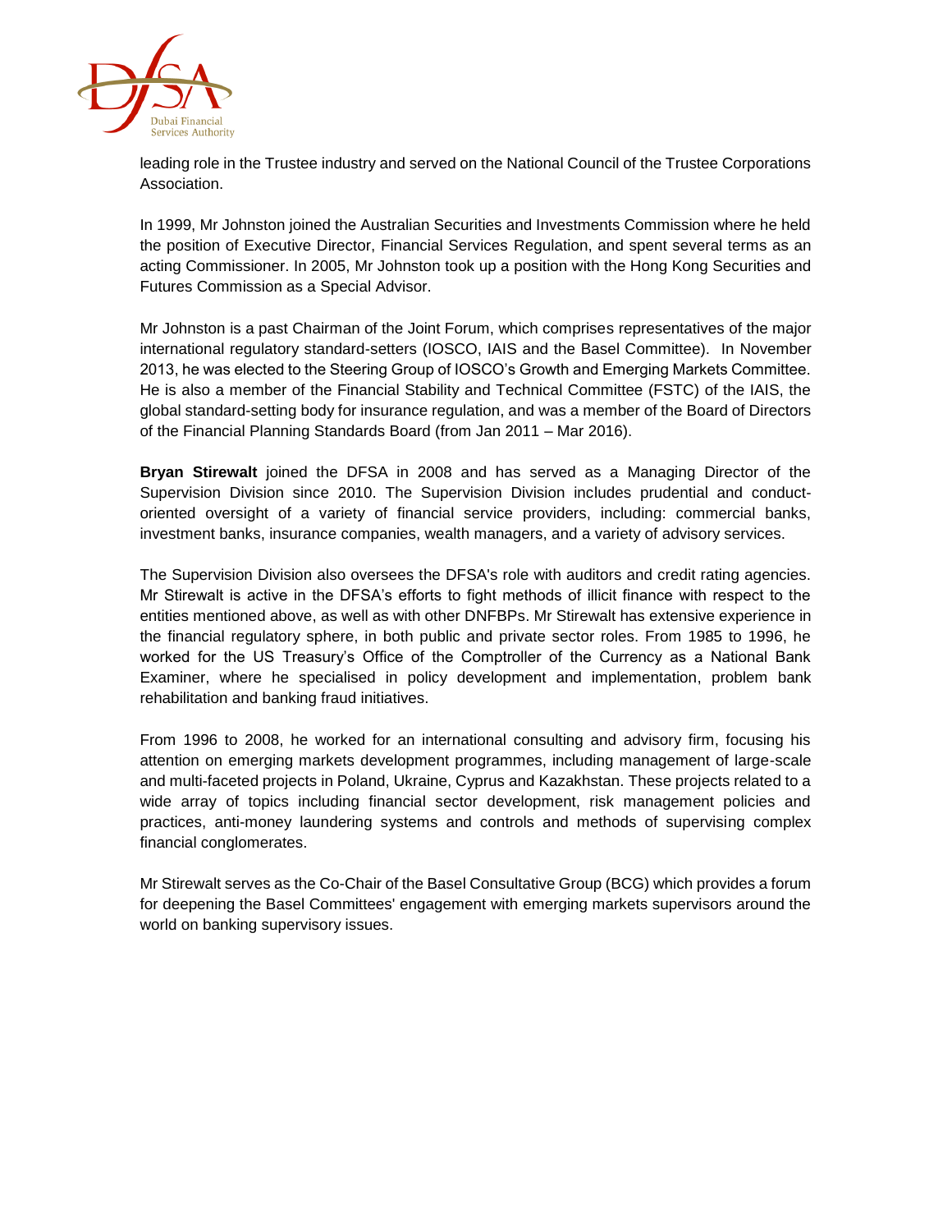leading role in the Trustee industry and served on the National Council of the Trustee Corporations Association.

In 1999, Mr Johnston joined the Australian Securities and Investments Commission where he held the position of Executive Director, Financial Services Regulation, and spent several terms as an acting Commissioner. In 2005, Mr Johnston took up a position with the Hong Kong Securities and Futures Commission as a Special Advisor.

Mr Johnston is a past Chairman of the Joint Forum, which comprises representatives of the major international regulatory standard-setters (IOSCO, IAIS and the Basel Committee). In November 2013, he was elected to the Steering Group of IOSCO's Growth and Emerging Markets Committee. He is also a member of the Financial Stability and Technical Committee (FSTC) of the IAIS, the global standard-setting body for insurance regulation, and was a member of the Board of Directors of the Financial Planning Standards Board (from Jan 2011 – Mar 2016).

**Bryan Stirewalt** joined the DFSA in 2008 and has served as a Managing Director of the Supervision Division since 2010. The Supervision Division includes prudential and conduct-oriented oversight of a variety of financial service providers, including: commercial banks, investment banks, insurance companies, wealth managers, and a variety of advisory services.

The Supervision Division also oversees the DFSA's role with auditors and credit rating agencies. Mr Stirewalt is active in the DFSA's efforts to fight methods of illicit finance with respect to the entities mentioned above, as well as with other DNFBPs. Mr Stirewalt has extensive experience in the financial regulatory sphere, in both public and private sector roles. From 1985 to 1996, he worked for the US Treasury's Office of the Comptroller of the Currency as a National Bank Examiner, where he specialised in policy development and implementation, problem bank rehabilitation and banking fraud initiatives.

From 1996 to 2008, he worked for an international consulting and advisory firm, focusing his attention on emerging markets development programmes, including management of large-scale and multi-faceted projects in Poland, Ukraine, Cyprus and Kazakhstan. These projects related to a wide array of topics including financial sector development, risk management policies and practices, anti-money laundering systems and controls and methods of supervising complex financial conglomerates.

Mr Stirewalt serves as the Co-Chair of the Basel Consultative Group (BCG) which provides a forum for deepening the Basel Committees' engagement with emerging markets supervisors around the world on banking supervisory issues.